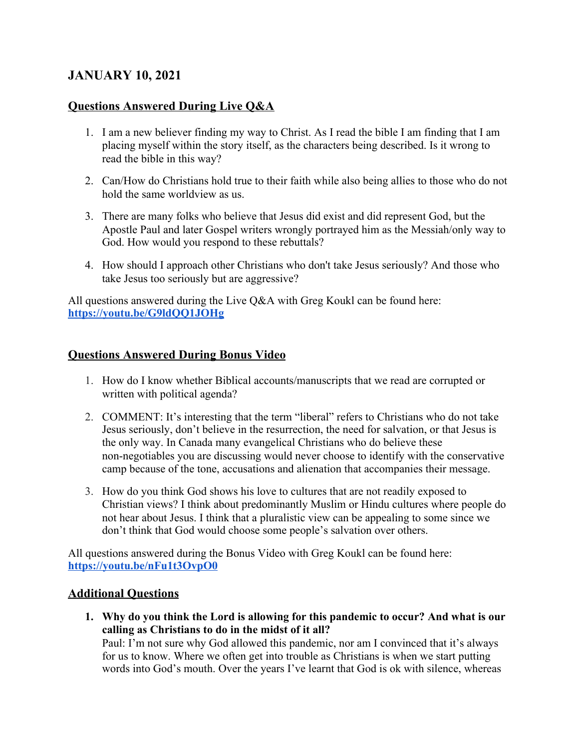## JANUARY 10, 2021

### Questions Answered During Live Q&A

1. I am a new believer finding my way to Christ. As I read the bible I am finding that I am placing myself within the story itself, as the characters being described. Is it wrong to read the bible in this way?
2. Can/How do Christians hold true to their faith while also being allies to those who do not hold the same worldview as us.
3. There are many folks who believe that Jesus did exist and did represent God, but the Apostle Paul and later Gospel writers wrongly portrayed him as the Messiah/only way to God. How would you respond to these rebuttals?
4. How should I approach other Christians who don't take Jesus seriously? And those who take Jesus too seriously but are aggressive?

All questions answered during the Live Q&A with Greg Koukl can be found here: **https://youtu.be/G9ldQQ1JOHg**

### Questions Answered During Bonus Video

1. How do I know whether Biblical accounts/manuscripts that we read are corrupted or written with political agenda?
2. COMMENT: It's interesting that the term "liberal" refers to Christians who do not take Jesus seriously, don't believe in the resurrection, the need for salvation, or that Jesus is the only way. In Canada many evangelical Christians who do believe these non-negotiables you are discussing would never choose to identify with the conservative camp because of the tone, accusations and alienation that accompanies their message.
3. How do you think God shows his love to cultures that are not readily exposed to Christian views? I think about predominantly Muslim or Hindu cultures where people do not hear about Jesus. I think that a pluralistic view can be appealing to some since we don't think that God would choose some people's salvation over others.

All questions answered during the Bonus Video with Greg Koukl can be found here: **https://youtu.be/nFu1t3OvpO0**

### Additional Questions

1. **Why do you think the Lord is allowing for this pandemic to occur? And what is our calling as Christians to do in the midst of it all?**
   Paul: I'm not sure why God allowed this pandemic, nor am I convinced that it's always for us to know. Where we often get into trouble as Christians is when we start putting words into God's mouth. Over the years I've learnt that God is ok with silence, whereas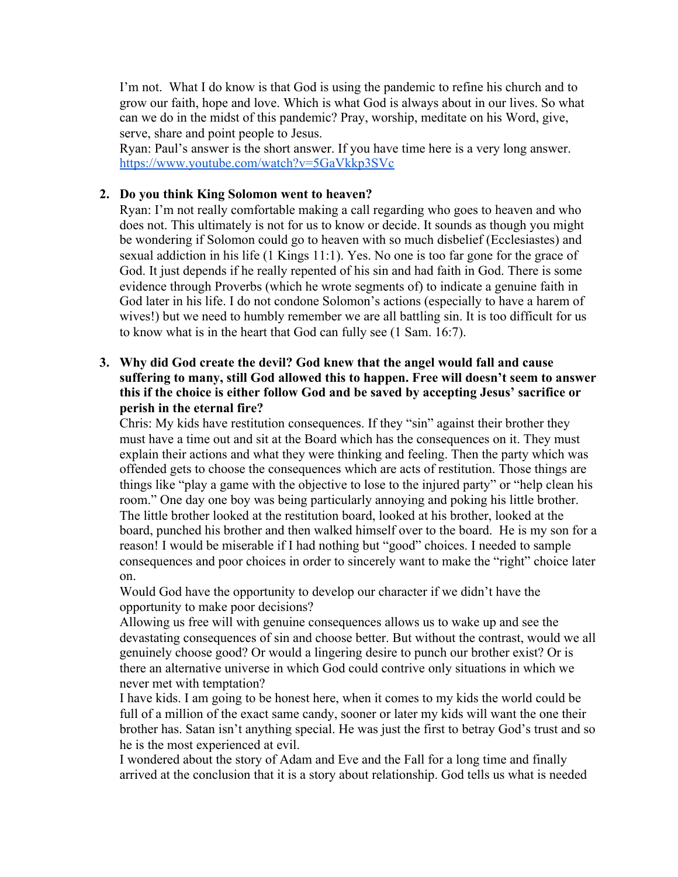I'm not. What I do know is that God is using the pandemic to refine his church and to grow our faith, hope and love. Which is what God is always about in our lives. So what can we do in the midst of this pandemic? Pray, worship, meditate on his Word, give, serve, share and point people to Jesus.
Ryan: Paul's answer is the short answer. If you have time here is a very long answer. https://www.youtube.com/watch?v=5GaVkkp3SVc

2. **Do you think King Solomon went to heaven?**
   Ryan: I'm not really comfortable making a call regarding who goes to heaven and who does not. This ultimately is not for us to know or decide. It sounds as though you might be wondering if Solomon could go to heaven with so much disbelief (Ecclesiastes) and sexual addiction in his life (1 Kings 11:1). Yes. No one is too far gone for the grace of God. It just depends if he really repented of his sin and had faith in God. There is some evidence through Proverbs (which he wrote segments of) to indicate a genuine faith in God later in his life. I do not condone Solomon's actions (especially to have a harem of wives!) but we need to humbly remember we are all battling sin. It is too difficult for us to know what is in the heart that God can fully see (1 Sam. 16:7).

3. **Why did God create the devil? God knew that the angel would fall and cause suffering to many, still God allowed this to happen. Free will doesn't seem to answer this if the choice is either follow God and be saved by accepting Jesus' sacrifice or perish in the eternal fire?**
   Chris: My kids have restitution consequences. If they "sin" against their brother they must have a time out and sit at the Board which has the consequences on it. They must explain their actions and what they were thinking and feeling. Then the party which was offended gets to choose the consequences which are acts of restitution. Those things are things like "play a game with the objective to lose to the injured party" or "help clean his room." One day one boy was being particularly annoying and poking his little brother. The little brother looked at the restitution board, looked at his brother, looked at the board, punched his brother and then walked himself over to the board. He is my son for a reason! I would be miserable if I had nothing but "good" choices. I needed to sample consequences and poor choices in order to sincerely want to make the "right" choice later on.
   Would God have the opportunity to develop our character if we didn't have the opportunity to make poor decisions?
   Allowing us free will with genuine consequences allows us to wake up and see the devastating consequences of sin and choose better. But without the contrast, would we all genuinely choose good? Or would a lingering desire to punch our brother exist? Or is there an alternative universe in which God could contrive only situations in which we never met with temptation?
   I have kids. I am going to be honest here, when it comes to my kids the world could be full of a million of the exact same candy, sooner or later my kids will want the one their brother has. Satan isn't anything special. He was just the first to betray God's trust and so he is the most experienced at evil.
   I wondered about the story of Adam and Eve and the Fall for a long time and finally arrived at the conclusion that it is a story about relationship. God tells us what is needed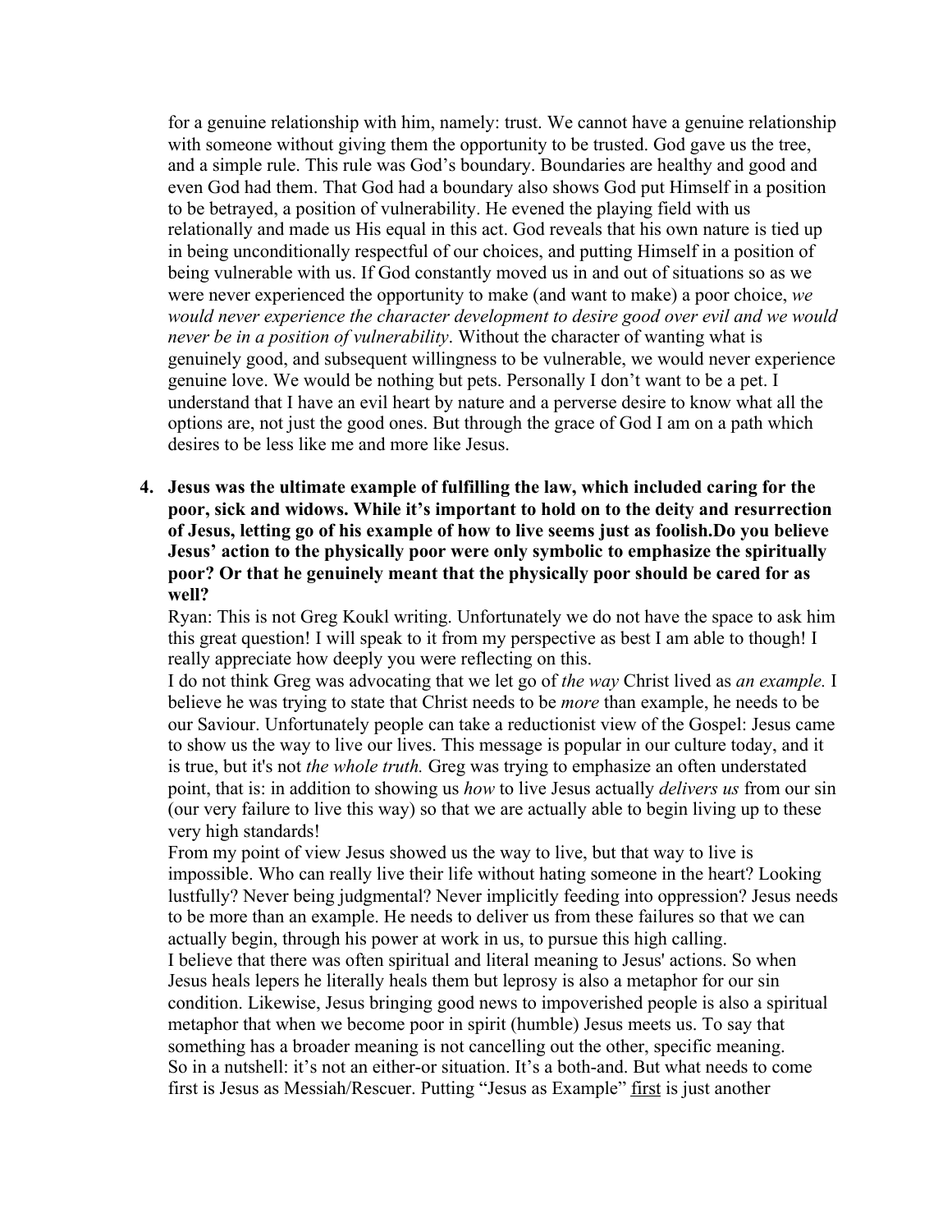for a genuine relationship with him, namely: trust. We cannot have a genuine relationship with someone without giving them the opportunity to be trusted. God gave us the tree, and a simple rule. This rule was God's boundary. Boundaries are healthy and good and even God had them. That God had a boundary also shows God put Himself in a position to be betrayed, a position of vulnerability. He evened the playing field with us relationally and made us His equal in this act. God reveals that his own nature is tied up in being unconditionally respectful of our choices, and putting Himself in a position of being vulnerable with us. If God constantly moved us in and out of situations so as we were never experienced the opportunity to make (and want to make) a poor choice, *we would never experience the character development to desire good over evil and we would never be in a position of vulnerability*. Without the character of wanting what is genuinely good, and subsequent willingness to be vulnerable, we would never experience genuine love. We would be nothing but pets. Personally I don't want to be a pet. I understand that I have an evil heart by nature and a perverse desire to know what all the options are, not just the good ones. But through the grace of God I am on a path which desires to be less like me and more like Jesus.

4. **Jesus was the ultimate example of fulfilling the law, which included caring for the poor, sick and widows. While it's important to hold on to the deity and resurrection of Jesus, letting go of his example of how to live seems just as foolish.Do you believe Jesus' action to the physically poor were only symbolic to emphasize the spiritually poor? Or that he genuinely meant that the physically poor should be cared for as well?**

   Ryan: This is not Greg Koukl writing. Unfortunately we do not have the space to ask him this great question! I will speak to it from my perspective as best I am able to though! I really appreciate how deeply you were reflecting on this.

   I do not think Greg was advocating that we let go of *the way* Christ lived as *an example.* I believe he was trying to state that Christ needs to be *more* than example, he needs to be our Saviour. Unfortunately people can take a reductionist view of the Gospel: Jesus came to show us the way to live our lives. This message is popular in our culture today, and it is true, but it's not *the whole truth.* Greg was trying to emphasize an often understated point, that is: in addition to showing us *how* to live Jesus actually *delivers us* from our sin (our very failure to live this way) so that we are actually able to begin living up to these very high standards!

   From my point of view Jesus showed us the way to live, but that way to live is impossible. Who can really live their life without hating someone in the heart? Looking lustfully? Never being judgmental? Never implicitly feeding into oppression? Jesus needs to be more than an example. He needs to deliver us from these failures so that we can actually begin, through his power at work in us, to pursue this high calling.

   I believe that there was often spiritual and literal meaning to Jesus' actions. So when Jesus heals lepers he literally heals them but leprosy is also a metaphor for our sin condition. Likewise, Jesus bringing good news to impoverished people is also a spiritual metaphor that when we become poor in spirit (humble) Jesus meets us. To say that something has a broader meaning is not cancelling out the other, specific meaning.

   So in a nutshell: it's not an either-or situation. It's a both-and. But what needs to come first is Jesus as Messiah/Rescuer. Putting "Jesus as Example" <u>first</u> is just another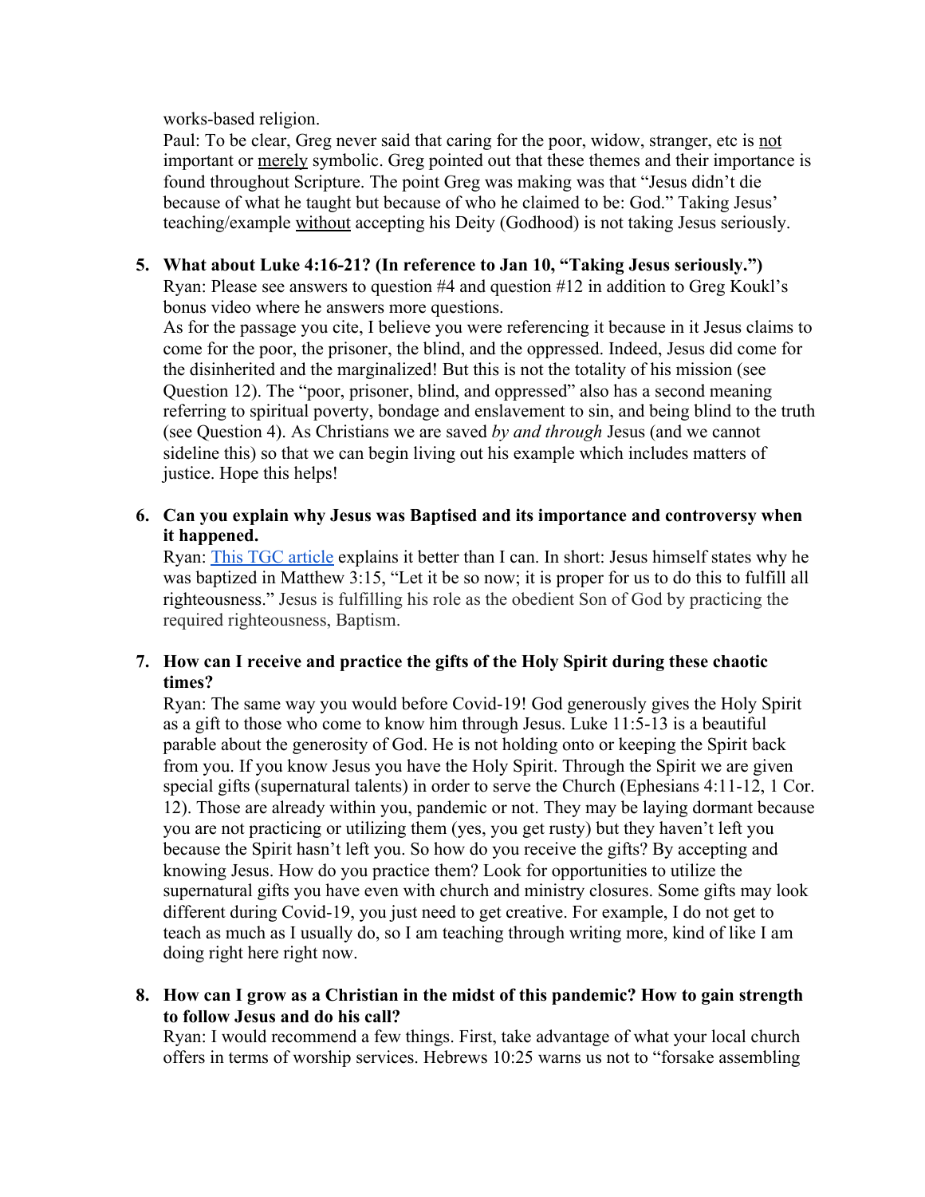works-based religion.

Paul: To be clear, Greg never said that caring for the poor, widow, stranger, etc is <u>not</u> important or <u>merely</u> symbolic. Greg pointed out that these themes and their importance is found throughout Scripture. The point Greg was making was that "Jesus didn't die because of what he taught but because of who he claimed to be: God." Taking Jesus' teaching/example <u>without</u> accepting his Deity (Godhood) is not taking Jesus seriously.

5. **What about Luke 4:16-21? (In reference to Jan 10, "Taking Jesus seriously.")**

   Ryan: Please see answers to question #4 and question #12 in addition to Greg Koukl's bonus video where he answers more questions.

   As for the passage you cite, I believe you were referencing it because in it Jesus claims to come for the poor, the prisoner, the blind, and the oppressed. Indeed, Jesus did come for the disinherited and the marginalized! But this is not the totality of his mission (see Question 12). The "poor, prisoner, blind, and oppressed" also has a second meaning referring to spiritual poverty, bondage and enslavement to sin, and being blind to the truth (see Question 4). As Christians we are saved *by and through* Jesus (and we cannot sideline this) so that we can begin living out his example which includes matters of justice. Hope this helps!

6. **Can you explain why Jesus was Baptised and its importance and controversy when it happened.**

   Ryan: [This TGC article]() explains it better than I can. In short: Jesus himself states why he was baptized in Matthew 3:15, "Let it be so now; it is proper for us to do this to fulfill all righteousness." Jesus is fulfilling his role as the obedient Son of God by practicing the required righteousness, Baptism.

7. **How can I receive and practice the gifts of the Holy Spirit during these chaotic times?**

   Ryan: The same way you would before Covid-19! God generously gives the Holy Spirit as a gift to those who come to know him through Jesus. Luke 11:5-13 is a beautiful parable about the generosity of God. He is not holding onto or keeping the Spirit back from you. If you know Jesus you have the Holy Spirit. Through the Spirit we are given special gifts (supernatural talents) in order to serve the Church (Ephesians 4:11-12, 1 Cor. 12). Those are already within you, pandemic or not. They may be laying dormant because you are not practicing or utilizing them (yes, you get rusty) but they haven't left you because the Spirit hasn't left you. So how do you receive the gifts? By accepting and knowing Jesus. How do you practice them? Look for opportunities to utilize the supernatural gifts you have even with church and ministry closures. Some gifts may look different during Covid-19, you just need to get creative. For example, I do not get to teach as much as I usually do, so I am teaching through writing more, kind of like I am doing right here right now.

8. **How can I grow as a Christian in the midst of this pandemic? How to gain strength to follow Jesus and do his call?**

   Ryan: I would recommend a few things. First, take advantage of what your local church offers in terms of worship services. Hebrews 10:25 warns us not to "forsake assembling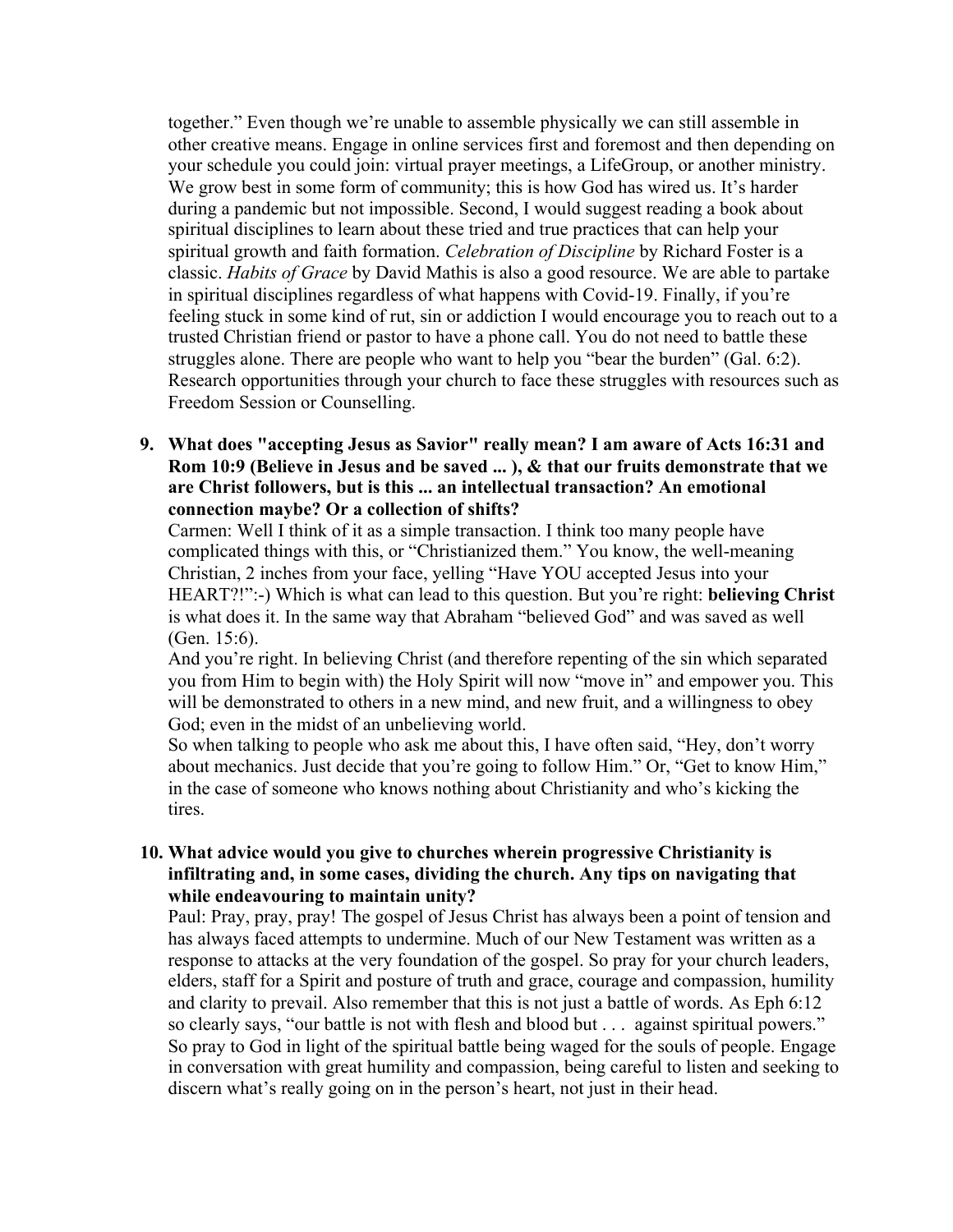together." Even though we're unable to assemble physically we can still assemble in other creative means. Engage in online services first and foremost and then depending on your schedule you could join: virtual prayer meetings, a LifeGroup, or another ministry. We grow best in some form of community; this is how God has wired us. It's harder during a pandemic but not impossible. Second, I would suggest reading a book about spiritual disciplines to learn about these tried and true practices that can help your spiritual growth and faith formation. *Celebration of Discipline* by Richard Foster is a classic. *Habits of Grace* by David Mathis is also a good resource. We are able to partake in spiritual disciplines regardless of what happens with Covid-19. Finally, if you're feeling stuck in some kind of rut, sin or addiction I would encourage you to reach out to a trusted Christian friend or pastor to have a phone call. You do not need to battle these struggles alone. There are people who want to help you "bear the burden" (Gal. 6:2). Research opportunities through your church to face these struggles with resources such as Freedom Session or Counselling.

9. **What does "accepting Jesus as Savior" really mean? I am aware of Acts 16:31 and Rom 10:9 (Believe in Jesus and be saved ... ), & that our fruits demonstrate that we are Christ followers, but is this ... an intellectual transaction? An emotional connection maybe? Or a collection of shifts?**

   Carmen: Well I think of it as a simple transaction. I think too many people have complicated things with this, or "Christianized them." You know, the well-meaning Christian, 2 inches from your face, yelling "Have YOU accepted Jesus into your HEART?!":-) Which is what can lead to this question. But you're right: **believing Christ** is what does it. In the same way that Abraham "believed God" and was saved as well (Gen. 15:6).

   And you're right. In believing Christ (and therefore repenting of the sin which separated you from Him to begin with) the Holy Spirit will now "move in" and empower you. This will be demonstrated to others in a new mind, and new fruit, and a willingness to obey God; even in the midst of an unbelieving world.

   So when talking to people who ask me about this, I have often said, "Hey, don't worry about mechanics. Just decide that you're going to follow Him." Or, "Get to know Him," in the case of someone who knows nothing about Christianity and who's kicking the tires.

10. **What advice would you give to churches wherein progressive Christianity is infiltrating and, in some cases, dividing the church. Any tips on navigating that while endeavouring to maintain unity?**

    Paul: Pray, pray, pray! The gospel of Jesus Christ has always been a point of tension and has always faced attempts to undermine. Much of our New Testament was written as a response to attacks at the very foundation of the gospel. So pray for your church leaders, elders, staff for a Spirit and posture of truth and grace, courage and compassion, humility and clarity to prevail. Also remember that this is not just a battle of words. As Eph 6:12 so clearly says, "our battle is not with flesh and blood but . . . against spiritual powers." So pray to God in light of the spiritual battle being waged for the souls of people. Engage in conversation with great humility and compassion, being careful to listen and seeking to discern what's really going on in the person's heart, not just in their head.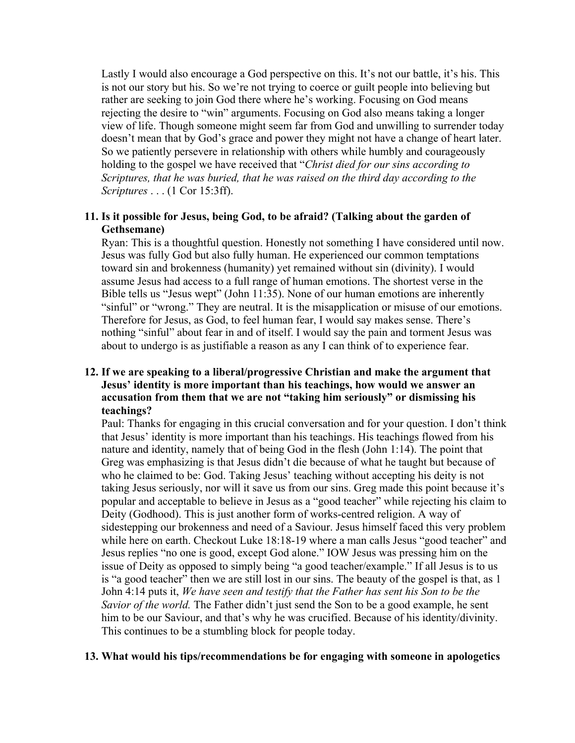Lastly I would also encourage a God perspective on this. It's not our battle, it's his. This is not our story but his. So we're not trying to coerce or guilt people into believing but rather are seeking to join God there where he's working. Focusing on God means rejecting the desire to "win" arguments. Focusing on God also means taking a longer view of life. Though someone might seem far from God and unwilling to surrender today doesn't mean that by God's grace and power they might not have a change of heart later. So we patiently persevere in relationship with others while humbly and courageously holding to the gospel we have received that "*Christ died for our sins according to Scriptures, that he was buried, that he was raised on the third day according to the Scriptures* . . . (1 Cor 15:3ff).

11. **Is it possible for Jesus, being God, to be afraid? (Talking about the garden of Gethsemane)**

Ryan: This is a thoughtful question. Honestly not something I have considered until now. Jesus was fully God but also fully human. He experienced our common temptations toward sin and brokenness (humanity) yet remained without sin (divinity). I would assume Jesus had access to a full range of human emotions. The shortest verse in the Bible tells us "Jesus wept" (John 11:35). None of our human emotions are inherently "sinful" or "wrong." They are neutral. It is the misapplication or misuse of our emotions. Therefore for Jesus, as God, to feel human fear, I would say makes sense. There's nothing "sinful" about fear in and of itself. I would say the pain and torment Jesus was about to undergo is as justifiable a reason as any I can think of to experience fear.

12. **If we are speaking to a liberal/progressive Christian and make the argument that Jesus' identity is more important than his teachings, how would we answer an accusation from them that we are not "taking him seriously" or dismissing his teachings?**

Paul: Thanks for engaging in this crucial conversation and for your question. I don't think that Jesus' identity is more important than his teachings. His teachings flowed from his nature and identity, namely that of being God in the flesh (John 1:14). The point that Greg was emphasizing is that Jesus didn't die because of what he taught but because of who he claimed to be: God. Taking Jesus' teaching without accepting his deity is not taking Jesus seriously, nor will it save us from our sins. Greg made this point because it's popular and acceptable to believe in Jesus as a "good teacher" while rejecting his claim to Deity (Godhood). This is just another form of works-centred religion. A way of sidestepping our brokenness and need of a Saviour. Jesus himself faced this very problem while here on earth. Checkout Luke 18:18-19 where a man calls Jesus "good teacher" and Jesus replies "no one is good, except God alone." IOW Jesus was pressing him on the issue of Deity as opposed to simply being "a good teacher/example." If all Jesus is to us is "a good teacher" then we are still lost in our sins. The beauty of the gospel is that, as 1 John 4:14 puts it, *We have seen and testify that the Father has sent his Son to be the Savior of the world.* The Father didn't just send the Son to be a good example, he sent him to be our Saviour, and that's why he was crucified. Because of his identity/divinity. This continues to be a stumbling block for people today.

13. **What would his tips/recommendations be for engaging with someone in apologetics**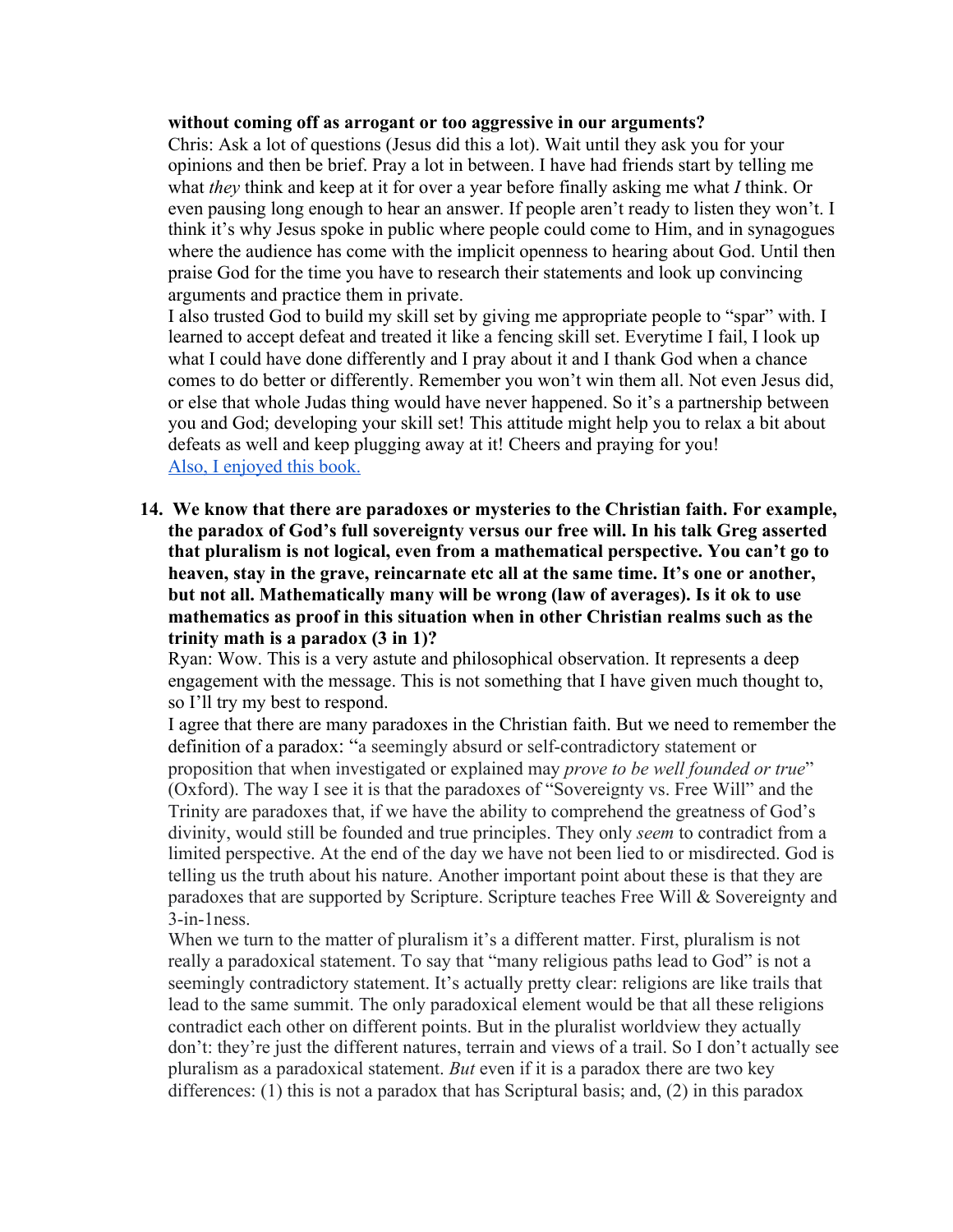**without coming off as arrogant or too aggressive in our arguments?**

Chris: Ask a lot of questions (Jesus did this a lot). Wait until they ask you for your opinions and then be brief. Pray a lot in between. I have had friends start by telling me what *they* think and keep at it for over a year before finally asking me what *I* think. Or even pausing long enough to hear an answer. If people aren't ready to listen they won't. I think it's why Jesus spoke in public where people could come to Him, and in synagogues where the audience has come with the implicit openness to hearing about God. Until then praise God for the time you have to research their statements and look up convincing arguments and practice them in private.

I also trusted God to build my skill set by giving me appropriate people to "spar" with. I learned to accept defeat and treated it like a fencing skill set. Everytime I fail, I look up what I could have done differently and I pray about it and I thank God when a chance comes to do better or differently. Remember you won't win them all. Not even Jesus did, or else that whole Judas thing would have never happened. So it's a partnership between you and God; developing your skill set! This attitude might help you to relax a bit about defeats as well and keep plugging away at it! Cheers and praying for you!

Also, I enjoyed this book.

14. **We know that there are paradoxes or mysteries to the Christian faith. For example, the paradox of God's full sovereignty versus our free will. In his talk Greg asserted that pluralism is not logical, even from a mathematical perspective. You can't go to heaven, stay in the grave, reincarnate etc all at the same time. It's one or another, but not all. Mathematically many will be wrong (law of averages). Is it ok to use mathematics as proof in this situation when in other Christian realms such as the trinity math is a paradox (3 in 1)?**

Ryan: Wow. This is a very astute and philosophical observation. It represents a deep engagement with the message. This is not something that I have given much thought to, so I'll try my best to respond.

I agree that there are many paradoxes in the Christian faith. But we need to remember the definition of a paradox: "a seemingly absurd or self-contradictory statement or proposition that when investigated or explained may *prove to be well founded or true*" (Oxford). The way I see it is that the paradoxes of "Sovereignty vs. Free Will" and the Trinity are paradoxes that, if we have the ability to comprehend the greatness of God's divinity, would still be founded and true principles. They only *seem* to contradict from a limited perspective. At the end of the day we have not been lied to or misdirected. God is telling us the truth about his nature. Another important point about these is that they are paradoxes that are supported by Scripture. Scripture teaches Free Will & Sovereignty and 3-in-1ness.

When we turn to the matter of pluralism it's a different matter. First, pluralism is not really a paradoxical statement. To say that "many religious paths lead to God" is not a seemingly contradictory statement. It's actually pretty clear: religions are like trails that lead to the same summit. The only paradoxical element would be that all these religions contradict each other on different points. But in the pluralist worldview they actually don't: they're just the different natures, terrain and views of a trail. So I don't actually see pluralism as a paradoxical statement. *But* even if it is a paradox there are two key differences: (1) this is not a paradox that has Scriptural basis; and, (2) in this paradox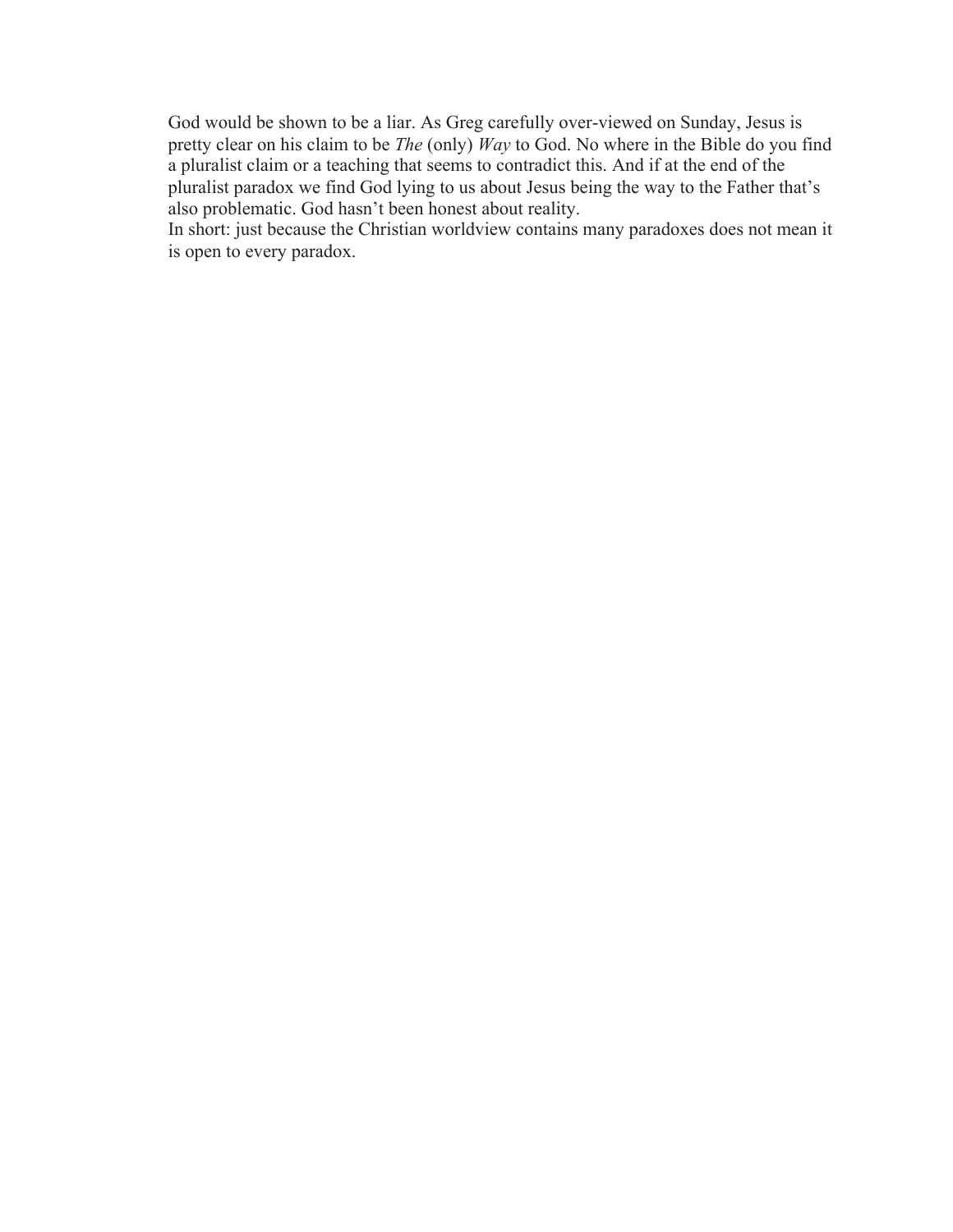God would be shown to be a liar. As Greg carefully over-viewed on Sunday, Jesus is pretty clear on his claim to be *The* (only) *Way* to God. No where in the Bible do you find a pluralist claim or a teaching that seems to contradict this. And if at the end of the pluralist paradox we find God lying to us about Jesus being the way to the Father that's also problematic. God hasn't been honest about reality.

In short: just because the Christian worldview contains many paradoxes does not mean it is open to every paradox.